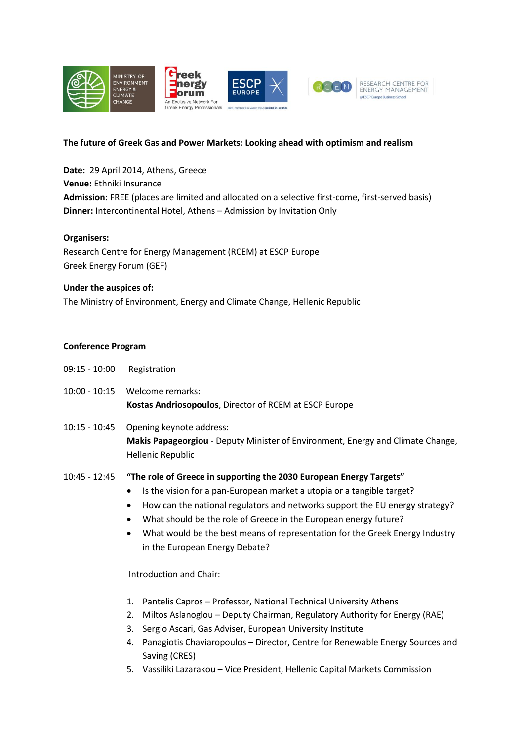**The future of Greek Gas and Power Markets: Looking ahead with optimism and realism**

**Date:** 29 April 2014, Athens, Greece
**Venue:** Ethniki Insurance
**Admission:** FREE (places are limited and allocated on a selective first-come, first-served basis)
**Dinner:** Intercontinental Hotel, Athens – Admission by Invitation Only

**Organisers:**
Research Centre for Energy Management (RCEM) at ESCP Europe
Greek Energy Forum (GEF)

**Under the auspices of:**
The Ministry of Environment, Energy and Climate Change, Hellenic Republic

## Conference Program

09:15 - 10:00 Registration

10:00 - 10:15 Welcome remarks:
**Kostas Andriosopoulos**, Director of RCEM at ESCP Europe

10:15 - 10:45 Opening keynote address:
**Makis Papageorgiou** - Deputy Minister of Environment, Energy and Climate Change, Hellenic Republic

10:45 - 12:45 **"The role of Greece in supporting the 2030 European Energy Targets"**

- Is the vision for a pan-European market a utopia or a tangible target?
- How can the national regulators and networks support the EU energy strategy?
- What should be the role of Greece in the European energy future?
- What would be the best means of representation for the Greek Energy Industry in the European Energy Debate?

Introduction and Chair:

1. Pantelis Capros – Professor, National Technical University Athens
2. Miltos Aslanoglou – Deputy Chairman, Regulatory Authority for Energy (RAE)
3. Sergio Ascari, Gas Adviser, European University Institute
4. Panagiotis Chaviaropoulos – Director, Centre for Renewable Energy Sources and Saving (CRES)
5. Vassiliki Lazarakou – Vice President, Hellenic Capital Markets Commission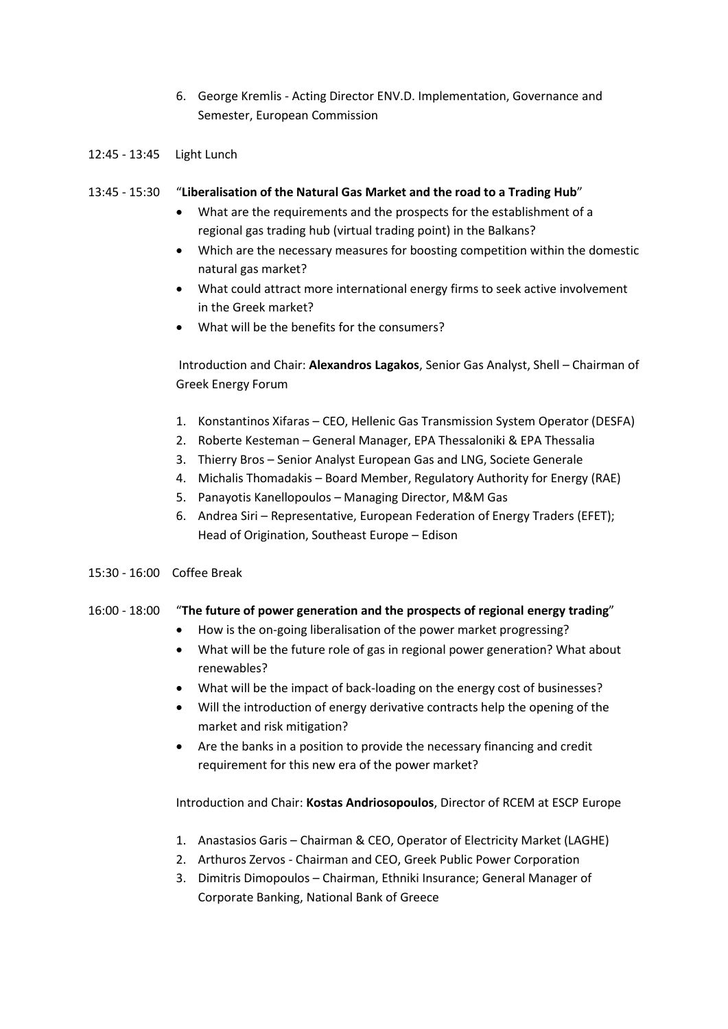6. George Kremlis - Acting Director ENV.D. Implementation, Governance and Semester, European Commission

12:45 - 13:45 Light Lunch

13:45 - 15:30 "**Liberalisation of the Natural Gas Market and the road to a Trading Hub**"

- What are the requirements and the prospects for the establishment of a regional gas trading hub (virtual trading point) in the Balkans?
- Which are the necessary measures for boosting competition within the domestic natural gas market?
- What could attract more international energy firms to seek active involvement in the Greek market?
- What will be the benefits for the consumers?

Introduction and Chair: **Alexandros Lagakos**, Senior Gas Analyst, Shell – Chairman of Greek Energy Forum

1. Konstantinos Xifaras – CEO, Hellenic Gas Transmission System Operator (DESFA)
2. Roberte Kesteman – General Manager, EPA Thessaloniki & EPA Thessalia
3. Thierry Bros – Senior Analyst European Gas and LNG, Societe Generale
4. Michalis Thomadakis – Board Member, Regulatory Authority for Energy (RAE)
5. Panayotis Kanellopoulos – Managing Director, M&M Gas
6. Andrea Siri – Representative, European Federation of Energy Traders (EFET); Head of Origination, Southeast Europe – Edison

15:30 - 16:00 Coffee Break

16:00 - 18:00 "**The future of power generation and the prospects of regional energy trading**"

- How is the on-going liberalisation of the power market progressing?
- What will be the future role of gas in regional power generation? What about renewables?
- What will be the impact of back-loading on the energy cost of businesses?
- Will the introduction of energy derivative contracts help the opening of the market and risk mitigation?
- Are the banks in a position to provide the necessary financing and credit requirement for this new era of the power market?

Introduction and Chair: **Kostas Andriosopoulos**, Director of RCEM at ESCP Europe

1. Anastasios Garis – Chairman & CEO, Operator of Electricity Market (LAGHE)
2. Arthuros Zervos - Chairman and CEO, Greek Public Power Corporation
3. Dimitris Dimopoulos – Chairman, Ethniki Insurance; General Manager of Corporate Banking, National Bank of Greece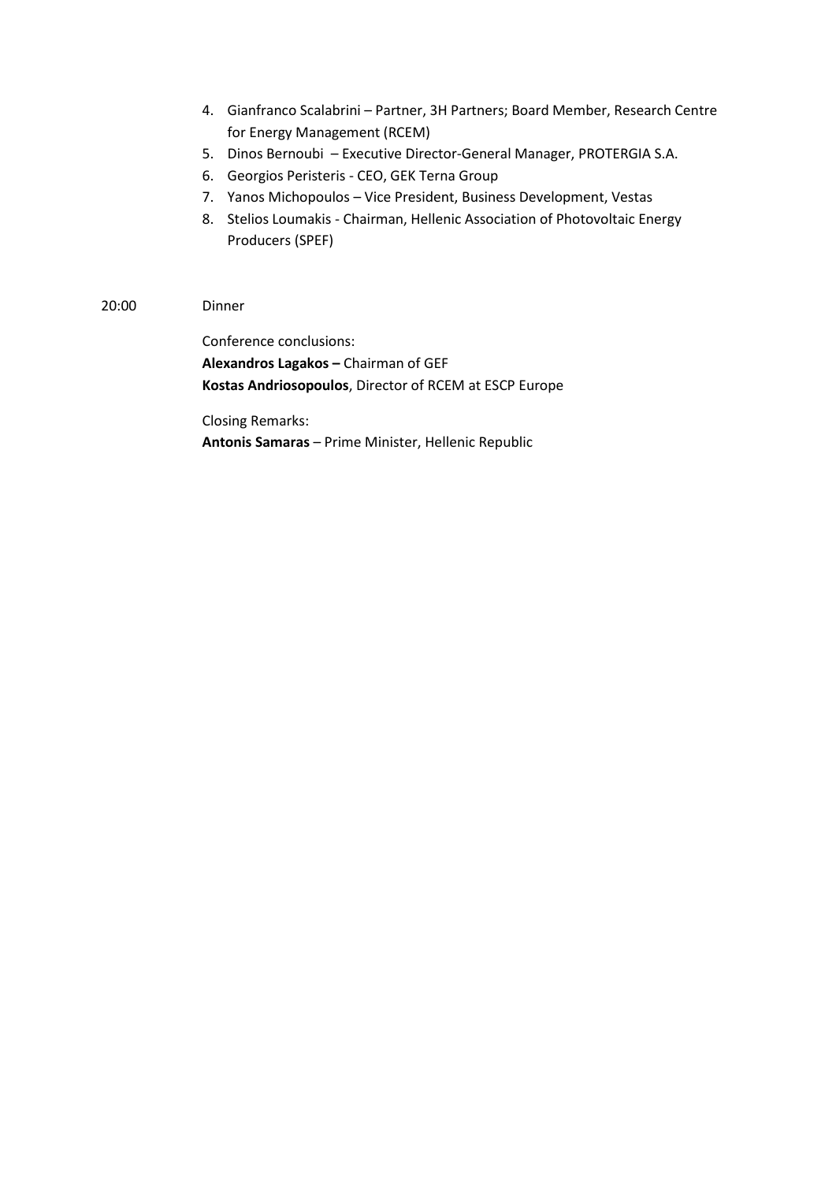4. Gianfranco Scalabrini – Partner, 3H Partners; Board Member, Research Centre for Energy Management (RCEM)
5. Dinos Bernoubi – Executive Director-General Manager, PROTERGIA S.A.
6. Georgios Peristeris - CEO, GEK Terna Group
7. Yanos Michopoulos – Vice President, Business Development, Vestas
8. Stelios Loumakis - Chairman, Hellenic Association of Photovoltaic Energy Producers (SPEF)

20:00 Dinner

Conference conclusions:
**Alexandros Lagakos –** Chairman of GEF
**Kostas Andriosopoulos**, Director of RCEM at ESCP Europe

Closing Remarks:
**Antonis Samaras** – Prime Minister, Hellenic Republic